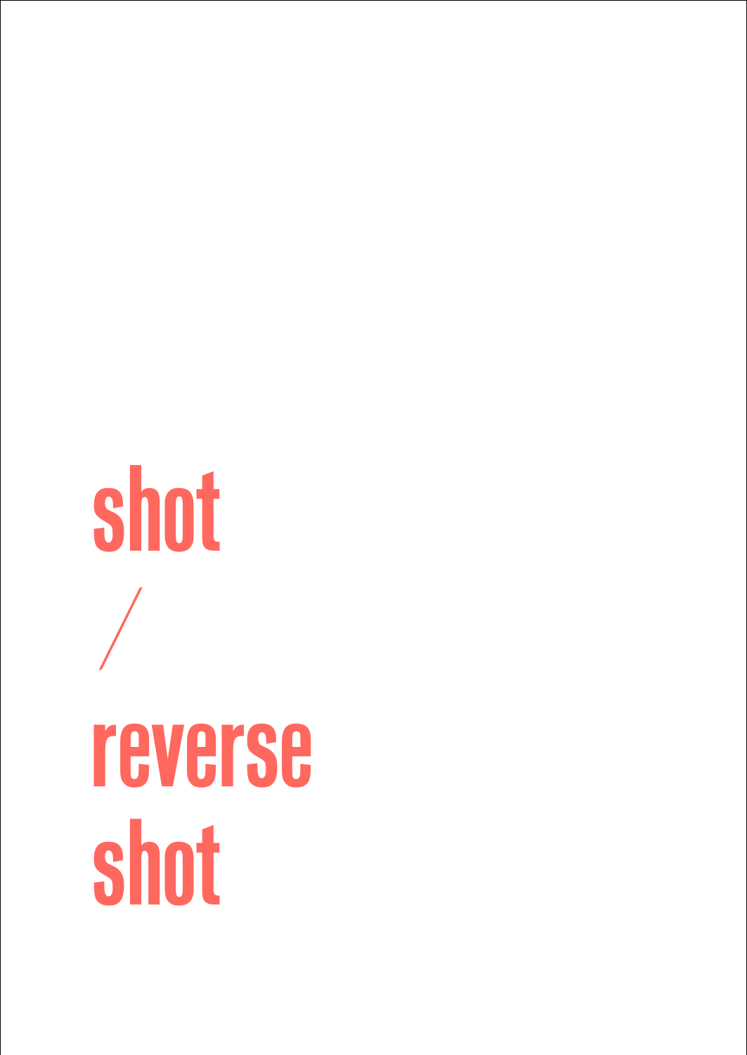# shot / reverse shot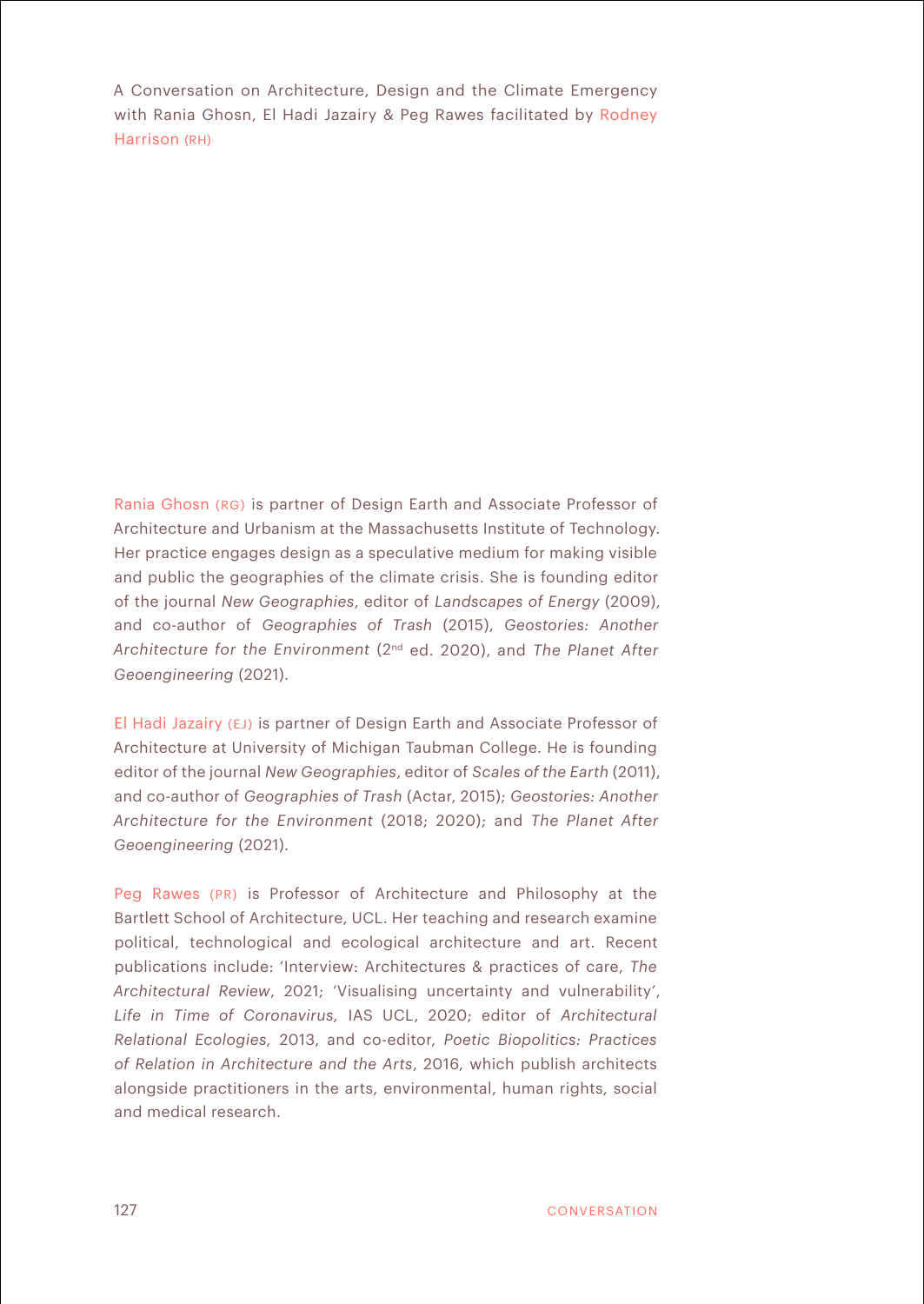A Conversation on Architecture, Design and the Climate Emergency with Rania Ghosn, El Hadi Jazairy & Peg Rawes facilitated by Rodney Harrison (RH)

Rania Ghosn (RG) is partner of Design Earth and Associate Professor of Architecture and Urbanism at the Massachusetts Institute of Technology. Her practice engages design as a speculative medium for making visible and public the geographies of the climate crisis. She is founding editor of the journal *New Geographies*, editor of *Landscapes of Energy* (2009), and co-author of *Geographies of Trash* (2015), *Geostories: Another Architecture for the Environment* (2nd ed. 2020), and *The Planet After Geoengineering* (2021).

El Hadi Jazairy (EJ) is partner of Design Earth and Associate Professor of Architecture at University of Michigan Taubman College. He is founding editor of the journal *New Geographies*, editor of *Scales of the Earth* (2011), and co-author of *Geographies of Trash* (Actar, 2015); *Geostories: Another Architecture for the Environment* (2018; 2020); and *The Planet After Geoengineering* (2021).

Peg Rawes (PR) is Professor of Architecture and Philosophy at the Bartlett School of Architecture, UCL. Her teaching and research examine political, technological and ecological architecture and art. Recent publications include: 'Interview: Architectures & practices of care, *The Architectural Review*, 2021; 'Visualising uncertainty and vulnerability', *Life in Time of Coronavirus,* IAS UCL, 2020; editor of *Architectural Relational Ecologies,* 2013, and co-editor, *Poetic Biopolitics: Practices of Relation in Architecture and the Arts*, 2016, which publish architects alongside practitioners in the arts, environmental, human rights, social and medical research.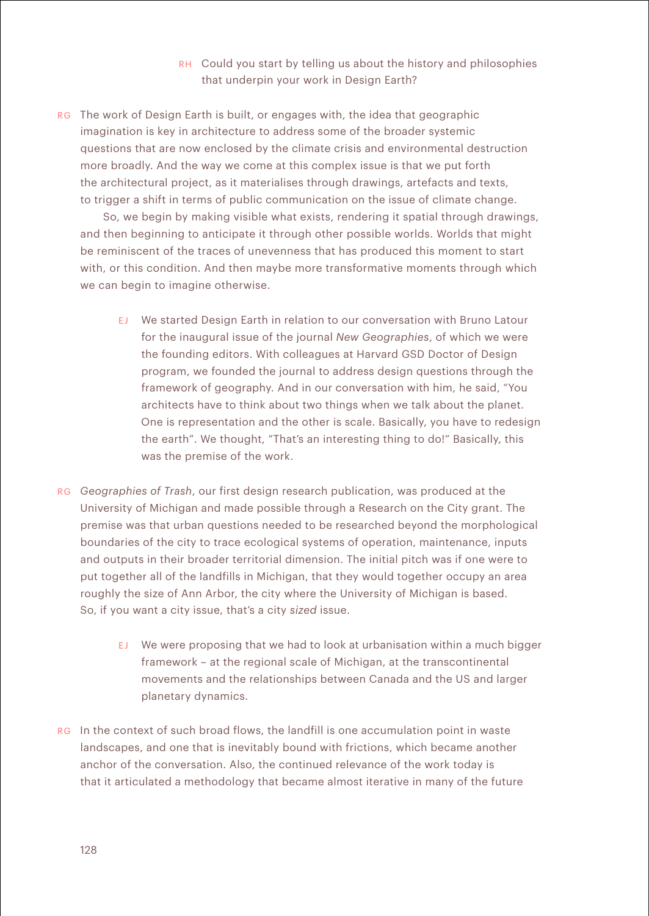RH Could you start by telling us about the history and philosophies that underpin your work in Design Earth?

RG The work of Design Earth is built, or engages with, the idea that geographic imagination is key in architecture to address some of the broader systemic questions that are now enclosed by the climate crisis and environmental destruction more broadly. And the way we come at this complex issue is that we put forth the architectural project, as it materialises through drawings, artefacts and texts, to trigger a shift in terms of public communication on the issue of climate change.

So, we begin by making visible what exists, rendering it spatial through drawings, and then beginning to anticipate it through other possible worlds. Worlds that might be reminiscent of the traces of unevenness that has produced this moment to start with, or this condition. And then maybe more transformative moments through which we can begin to imagine otherwise.

EJ We started Design Earth in relation to our conversation with Bruno Latour for the inaugural issue of the journal *New Geographies*, of which we were the founding editors. With colleagues at Harvard GSD Doctor of Design program, we founded the journal to address design questions through the framework of geography. And in our conversation with him, he said, "You architects have to think about two things when we talk about the planet. One is representation and the other is scale. Basically, you have to redesign the earth". We thought, "That's an interesting thing to do!" Basically, this was the premise of the work.

RG *Geographies of Trash*, our first design research publication, was produced at the University of Michigan and made possible through a Research on the City grant. The premise was that urban questions needed to be researched beyond the morphological boundaries of the city to trace ecological systems of operation, maintenance, inputs and outputs in their broader territorial dimension. The initial pitch was if one were to put together all of the landfills in Michigan, that they would together occupy an area roughly the size of Ann Arbor, the city where the University of Michigan is based. So, if you want a city issue, that's a city *sized* issue.

EJ We were proposing that we had to look at urbanisation within a much bigger framework – at the regional scale of Michigan, at the transcontinental movements and the relationships between Canada and the US and larger planetary dynamics.

RG In the context of such broad flows, the landfill is one accumulation point in waste landscapes, and one that is inevitably bound with frictions, which became another anchor of the conversation. Also, the continued relevance of the work today is that it articulated a methodology that became almost iterative in many of the future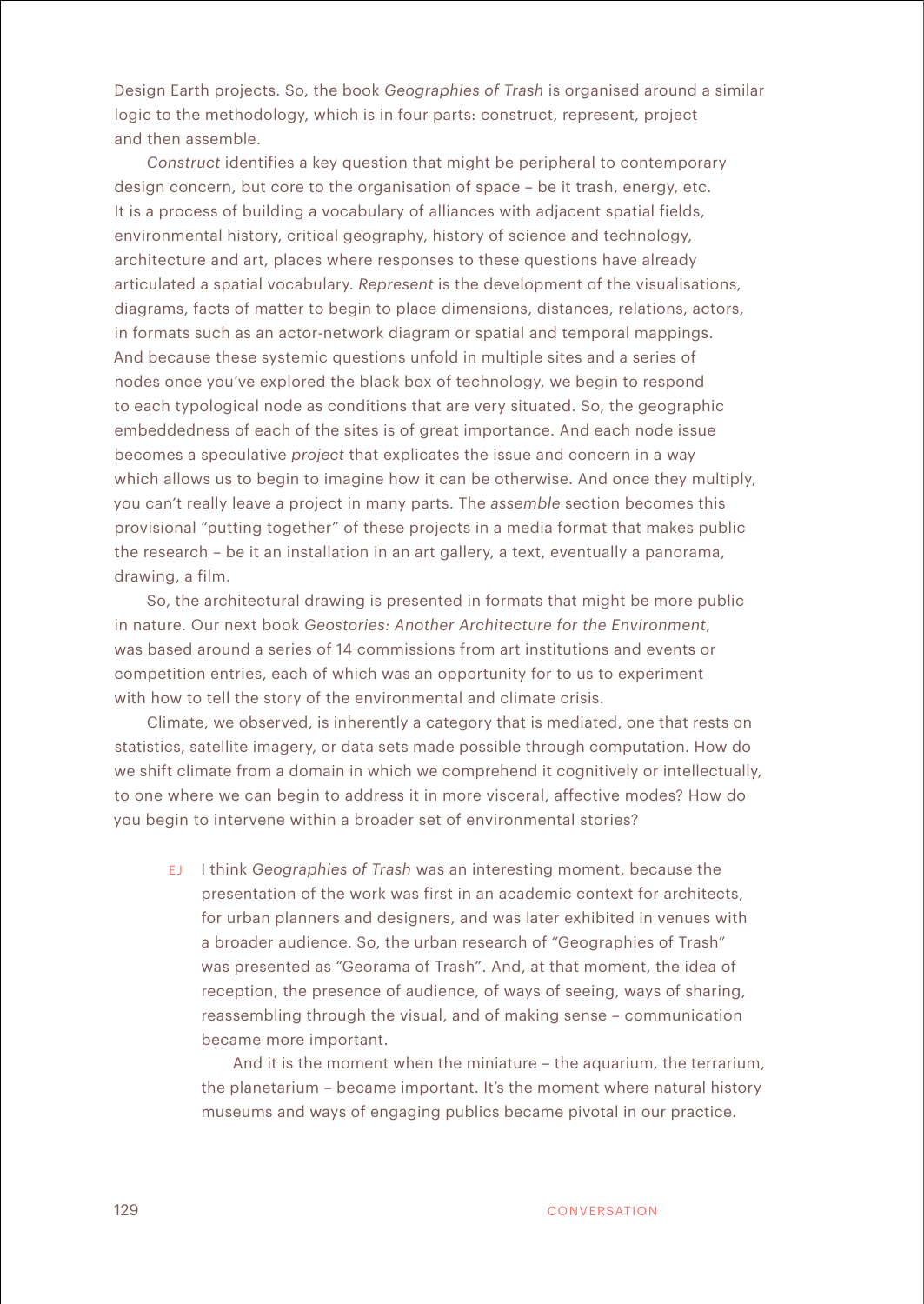Design Earth projects. So, the book *Geographies of Trash* is organised around a similar logic to the methodology, which is in four parts: construct, represent, project and then assemble.

*Construct* identifies a key question that might be peripheral to contemporary design concern, but core to the organisation of space – be it trash, energy, etc. It is a process of building a vocabulary of alliances with adjacent spatial fields, environmental history, critical geography, history of science and technology, architecture and art, places where responses to these questions have already articulated a spatial vocabulary. *Represent* is the development of the visualisations, diagrams, facts of matter to begin to place dimensions, distances, relations, actors, in formats such as an actor-network diagram or spatial and temporal mappings. And because these systemic questions unfold in multiple sites and a series of nodes once you've explored the black box of technology, we begin to respond to each typological node as conditions that are very situated. So, the geographic embeddedness of each of the sites is of great importance. And each node issue becomes a speculative *project* that explicates the issue and concern in a way which allows us to begin to imagine how it can be otherwise. And once they multiply, you can't really leave a project in many parts. The *assemble* section becomes this provisional "putting together" of these projects in a media format that makes public the research – be it an installation in an art gallery, a text, eventually a panorama, drawing, a film.

So, the architectural drawing is presented in formats that might be more public in nature. Our next book *Geostories: Another Architecture for the Environment*, was based around a series of 14 commissions from art institutions and events or competition entries, each of which was an opportunity for to us to experiment with how to tell the story of the environmental and climate crisis.

Climate, we observed, is inherently a category that is mediated, one that rests on statistics, satellite imagery, or data sets made possible through computation. How do we shift climate from a domain in which we comprehend it cognitively or intellectually, to one where we can begin to address it in more visceral, affective modes? How do you begin to intervene within a broader set of environmental stories?

EJ I think *Geographies of Trash* was an interesting moment, because the presentation of the work was first in an academic context for architects, for urban planners and designers, and was later exhibited in venues with a broader audience. So, the urban research of "Geographies of Trash" was presented as "Georama of Trash". And, at that moment, the idea of reception, the presence of audience, of ways of seeing, ways of sharing, reassembling through the visual, and of making sense – communication became more important.

And it is the moment when the miniature – the aquarium, the terrarium, the planetarium – became important. It's the moment where natural history museums and ways of engaging publics became pivotal in our practice.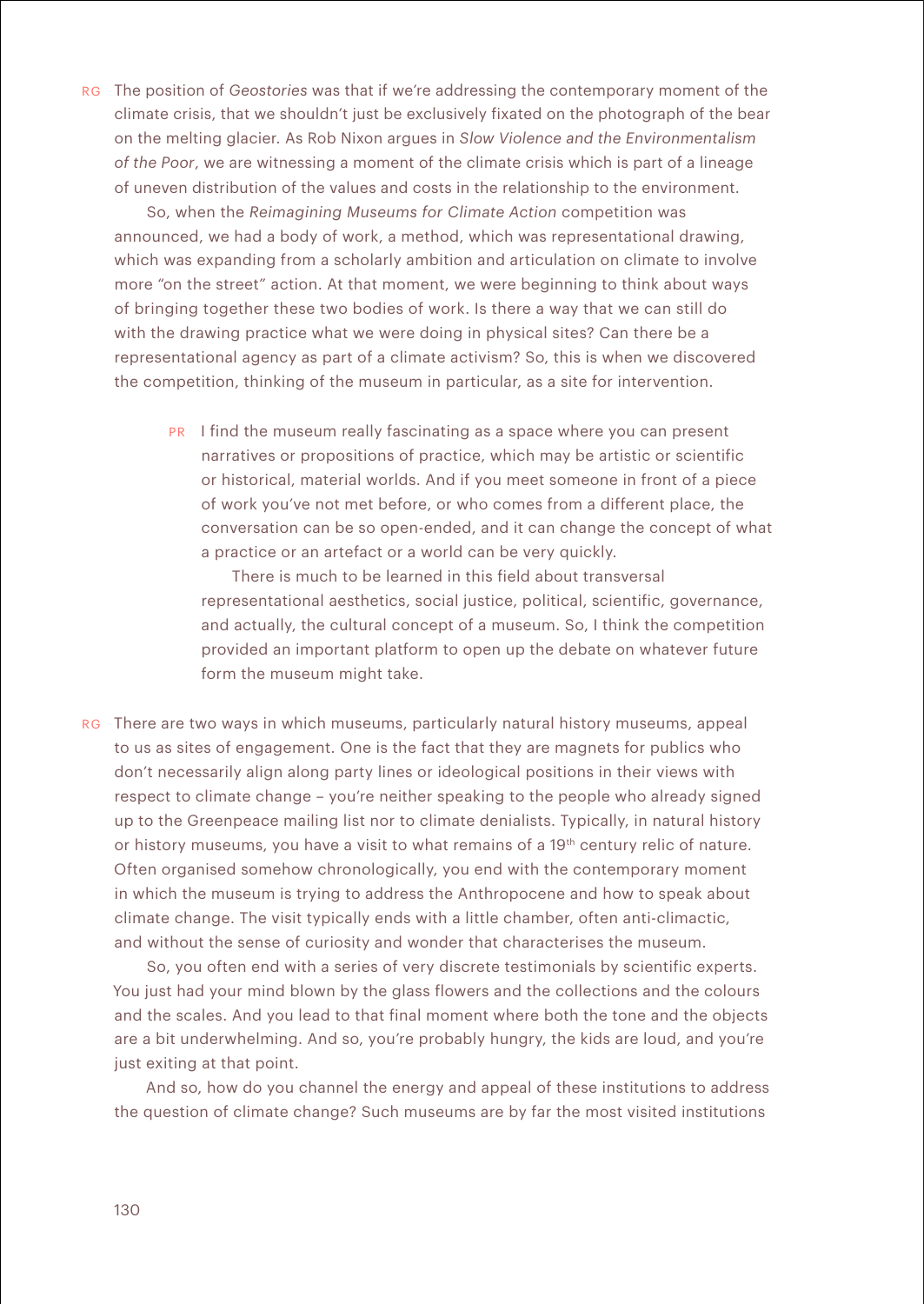RG The position of *Geostories* was that if we're addressing the contemporary moment of the climate crisis, that we shouldn't just be exclusively fixated on the photograph of the bear on the melting glacier. As Rob Nixon argues in *Slow Violence and the Environmentalism of the Poor*, we are witnessing a moment of the climate crisis which is part of a lineage of uneven distribution of the values and costs in the relationship to the environment.

So, when the *Reimagining Museums for Climate Action* competition was announced, we had a body of work, a method, which was representational drawing, which was expanding from a scholarly ambition and articulation on climate to involve more "on the street" action. At that moment, we were beginning to think about ways of bringing together these two bodies of work. Is there a way that we can still do with the drawing practice what we were doing in physical sites? Can there be a representational agency as part of a climate activism? So, this is when we discovered the competition, thinking of the museum in particular, as a site for intervention.

PR I find the museum really fascinating as a space where you can present narratives or propositions of practice, which may be artistic or scientific or historical, material worlds. And if you meet someone in front of a piece of work you've not met before, or who comes from a different place, the conversation can be so open-ended, and it can change the concept of what a practice or an artefact or a world can be very quickly.

There is much to be learned in this field about transversal representational aesthetics, social justice, political, scientific, governance, and actually, the cultural concept of a museum. So, I think the competition provided an important platform to open up the debate on whatever future form the museum might take.

RG There are two ways in which museums, particularly natural history museums, appeal to us as sites of engagement. One is the fact that they are magnets for publics who don't necessarily align along party lines or ideological positions in their views with respect to climate change – you're neither speaking to the people who already signed up to the Greenpeace mailing list nor to climate denialists. Typically, in natural history or history museums, you have a visit to what remains of a 19th century relic of nature. Often organised somehow chronologically, you end with the contemporary moment in which the museum is trying to address the Anthropocene and how to speak about climate change. The visit typically ends with a little chamber, often anti-climactic, and without the sense of curiosity and wonder that characterises the museum.

So, you often end with a series of very discrete testimonials by scientific experts. You just had your mind blown by the glass flowers and the collections and the colours and the scales. And you lead to that final moment where both the tone and the objects are a bit underwhelming. And so, you're probably hungry, the kids are loud, and you're just exiting at that point.

And so, how do you channel the energy and appeal of these institutions to address the question of climate change? Such museums are by far the most visited institutions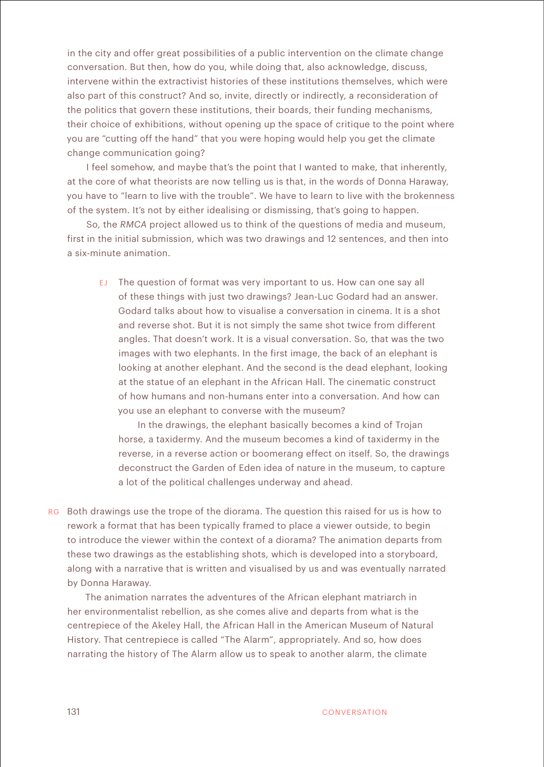in the city and offer great possibilities of a public intervention on the climate change conversation. But then, how do you, while doing that, also acknowledge, discuss, intervene within the extractivist histories of these institutions themselves, which were also part of this construct? And so, invite, directly or indirectly, a reconsideration of the politics that govern these institutions, their boards, their funding mechanisms, their choice of exhibitions, without opening up the space of critique to the point where you are "cutting off the hand" that you were hoping would help you get the climate change communication going?

I feel somehow, and maybe that's the point that I wanted to make, that inherently, at the core of what theorists are now telling us is that, in the words of Donna Haraway, you have to "learn to live with the trouble". We have to learn to live with the brokenness of the system. It's not by either idealising or dismissing, that's going to happen.

So, the *RMCA* project allowed us to think of the questions of media and museum, first in the initial submission, which was two drawings and 12 sentences, and then into a six-minute animation.

EJ The question of format was very important to us. How can one say all of these things with just two drawings? Jean-Luc Godard had an answer. Godard talks about how to visualise a conversation in cinema. It is a shot and reverse shot. But it is not simply the same shot twice from different angles. That doesn't work. It is a visual conversation. So, that was the two images with two elephants. In the first image, the back of an elephant is looking at another elephant. And the second is the dead elephant, looking at the statue of an elephant in the African Hall. The cinematic construct of how humans and non-humans enter into a conversation. And how can you use an elephant to converse with the museum?

In the drawings, the elephant basically becomes a kind of Trojan horse, a taxidermy. And the museum becomes a kind of taxidermy in the reverse, in a reverse action or boomerang effect on itself. So, the drawings deconstruct the Garden of Eden idea of nature in the museum, to capture a lot of the political challenges underway and ahead.

RG Both drawings use the trope of the diorama. The question this raised for us is how to rework a format that has been typically framed to place a viewer outside, to begin to introduce the viewer within the context of a diorama? The animation departs from these two drawings as the establishing shots, which is developed into a storyboard, along with a narrative that is written and visualised by us and was eventually narrated by Donna Haraway.

The animation narrates the adventures of the African elephant matriarch in her environmentalist rebellion, as she comes alive and departs from what is the centrepiece of the Akeley Hall, the African Hall in the American Museum of Natural History. That centrepiece is called "The Alarm", appropriately. And so, how does narrating the history of The Alarm allow us to speak to another alarm, the climate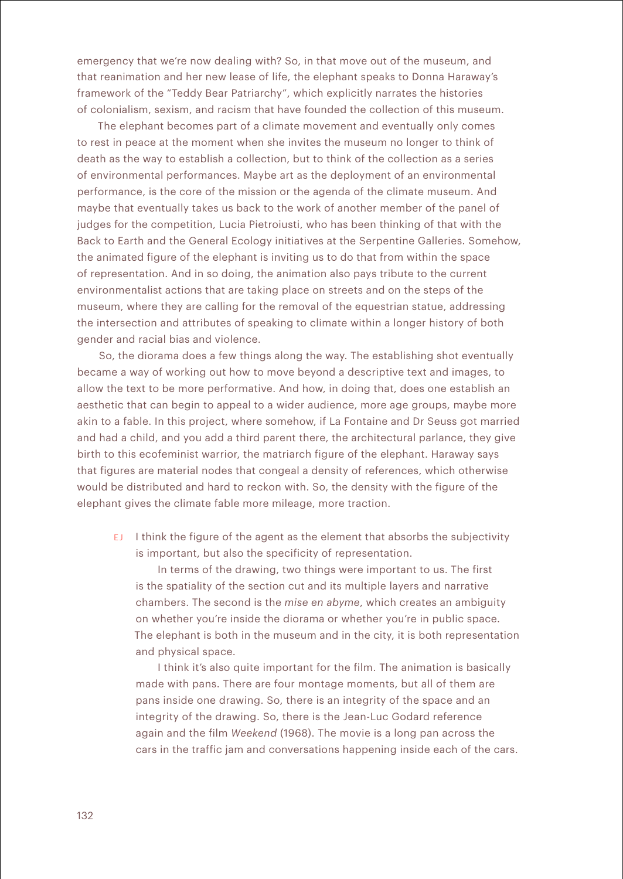emergency that we're now dealing with? So, in that move out of the museum, and that reanimation and her new lease of life, the elephant speaks to Donna Haraway's framework of the "Teddy Bear Patriarchy", which explicitly narrates the histories of colonialism, sexism, and racism that have founded the collection of this museum.

The elephant becomes part of a climate movement and eventually only comes to rest in peace at the moment when she invites the museum no longer to think of death as the way to establish a collection, but to think of the collection as a series of environmental performances. Maybe art as the deployment of an environmental performance, is the core of the mission or the agenda of the climate museum. And maybe that eventually takes us back to the work of another member of the panel of judges for the competition, Lucia Pietroiusti, who has been thinking of that with the Back to Earth and the General Ecology initiatives at the Serpentine Galleries. Somehow, the animated figure of the elephant is inviting us to do that from within the space of representation. And in so doing, the animation also pays tribute to the current environmentalist actions that are taking place on streets and on the steps of the museum, where they are calling for the removal of the equestrian statue, addressing the intersection and attributes of speaking to climate within a longer history of both gender and racial bias and violence.

So, the diorama does a few things along the way. The establishing shot eventually became a way of working out how to move beyond a descriptive text and images, to allow the text to be more performative. And how, in doing that, does one establish an aesthetic that can begin to appeal to a wider audience, more age groups, maybe more akin to a fable. In this project, where somehow, if La Fontaine and Dr Seuss got married and had a child, and you add a third parent there, the architectural parlance, they give birth to this ecofeminist warrior, the matriarch figure of the elephant. Haraway says that figures are material nodes that congeal a density of references, which otherwise would be distributed and hard to reckon with. So, the density with the figure of the elephant gives the climate fable more mileage, more traction.

EJ I think the figure of the agent as the element that absorbs the subjectivity is important, but also the specificity of representation.

In terms of the drawing, two things were important to us. The first is the spatiality of the section cut and its multiple layers and narrative chambers. The second is the *mise en abyme*, which creates an ambiguity on whether you're inside the diorama or whether you're in public space. The elephant is both in the museum and in the city, it is both representation and physical space.

I think it's also quite important for the film. The animation is basically made with pans. There are four montage moments, but all of them are pans inside one drawing. So, there is an integrity of the space and an integrity of the drawing. So, there is the Jean-Luc Godard reference again and the film *Weekend* (1968). The movie is a long pan across the cars in the traffic jam and conversations happening inside each of the cars.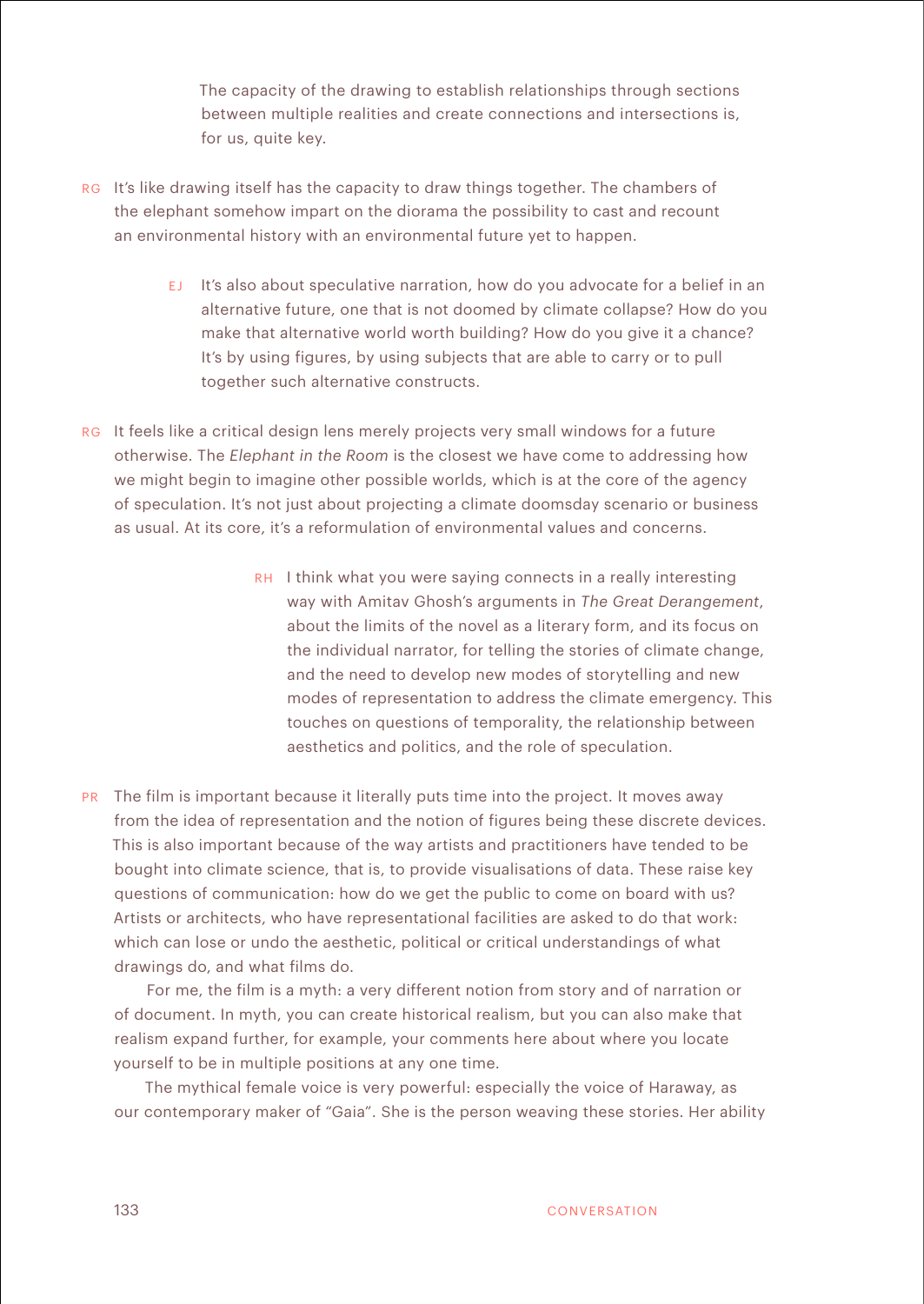The capacity of the drawing to establish relationships through sections between multiple realities and create connections and intersections is, for us, quite key.

RG It's like drawing itself has the capacity to draw things together. The chambers of the elephant somehow impart on the diorama the possibility to cast and recount an environmental history with an environmental future yet to happen.

EJ It's also about speculative narration, how do you advocate for a belief in an alternative future, one that is not doomed by climate collapse? How do you make that alternative world worth building? How do you give it a chance? It's by using figures, by using subjects that are able to carry or to pull together such alternative constructs.

RG It feels like a critical design lens merely projects very small windows for a future otherwise. The *Elephant in the Room* is the closest we have come to addressing how we might begin to imagine other possible worlds, which is at the core of the agency of speculation. It's not just about projecting a climate doomsday scenario or business as usual. At its core, it's a reformulation of environmental values and concerns.

RH I think what you were saying connects in a really interesting way with Amitav Ghosh's arguments in *The Great Derangement*, about the limits of the novel as a literary form, and its focus on the individual narrator, for telling the stories of climate change, and the need to develop new modes of storytelling and new modes of representation to address the climate emergency. This touches on questions of temporality, the relationship between aesthetics and politics, and the role of speculation.

PR The film is important because it literally puts time into the project. It moves away from the idea of representation and the notion of figures being these discrete devices. This is also important because of the way artists and practitioners have tended to be bought into climate science, that is, to provide visualisations of data. These raise key questions of communication: how do we get the public to come on board with us? Artists or architects, who have representational facilities are asked to do that work: which can lose or undo the aesthetic, political or critical understandings of what drawings do, and what films do.

For me, the film is a myth: a very different notion from story and of narration or of document. In myth, you can create historical realism, but you can also make that realism expand further, for example, your comments here about where you locate yourself to be in multiple positions at any one time.

The mythical female voice is very powerful: especially the voice of Haraway, as our contemporary maker of "Gaia". She is the person weaving these stories. Her ability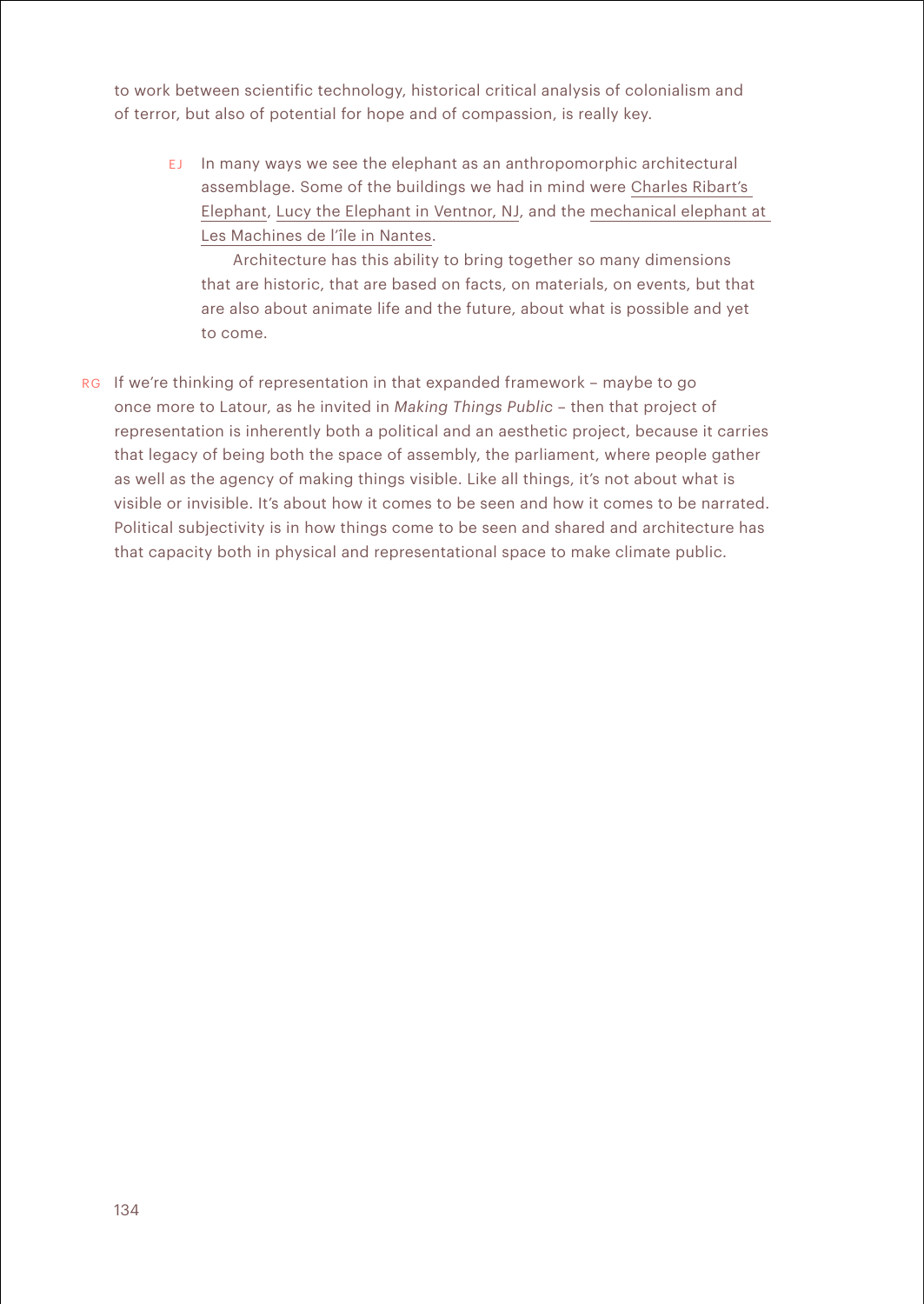to work between scientific technology, historical critical analysis of colonialism and of terror, but also of potential for hope and of compassion, is really key.

EJ In many ways we see the elephant as an anthropomorphic architectural assemblage. Some of the buildings we had in mind were Charles Ribart's Elephant, Lucy the Elephant in Ventnor, NJ, and the mechanical elephant at Les Machines de l'île in Nantes.

Architecture has this ability to bring together so many dimensions that are historic, that are based on facts, on materials, on events, but that are also about animate life and the future, about what is possible and yet to come.

RG If we're thinking of representation in that expanded framework – maybe to go once more to Latour, as he invited in *Making Things Public* – then that project of representation is inherently both a political and an aesthetic project, because it carries that legacy of being both the space of assembly, the parliament, where people gather as well as the agency of making things visible. Like all things, it's not about what is visible or invisible. It's about how it comes to be seen and how it comes to be narrated. Political subjectivity is in how things come to be seen and shared and architecture has that capacity both in physical and representational space to make climate public.